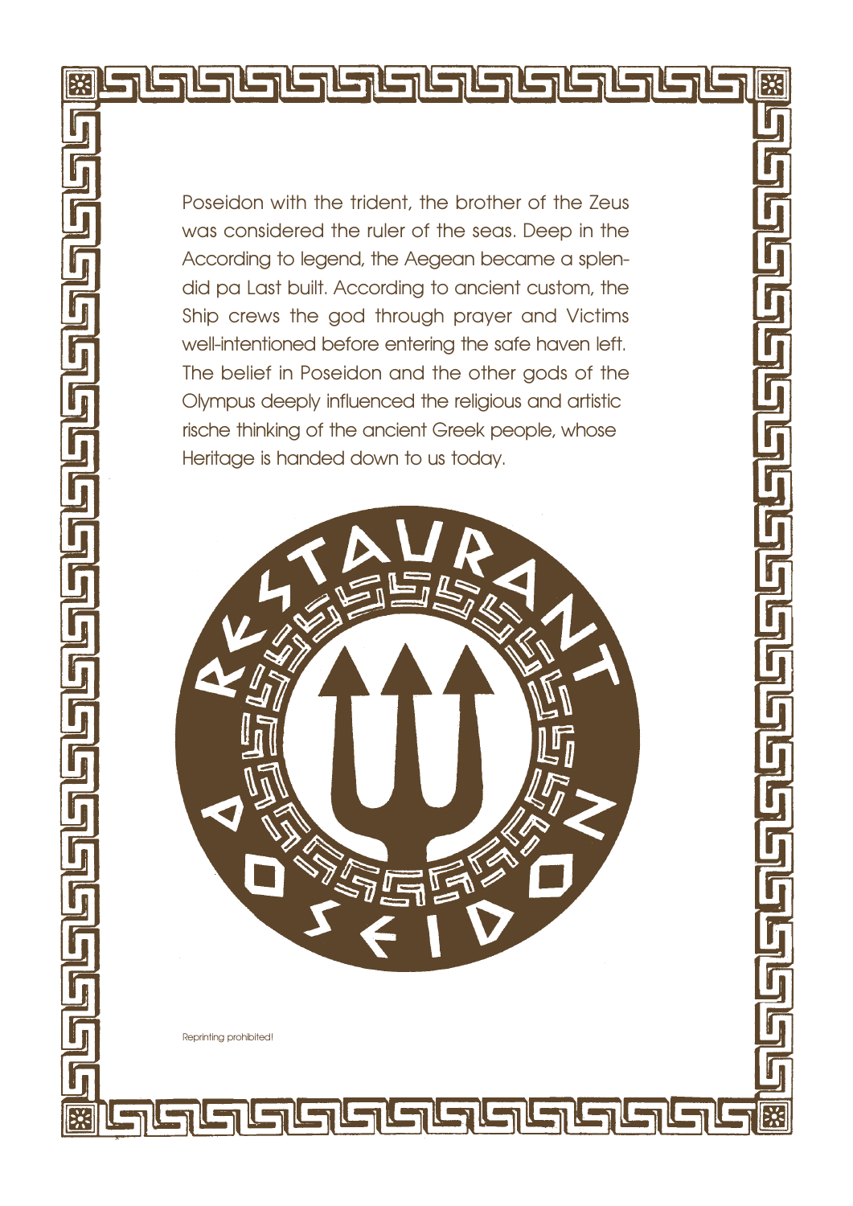Poseidon with the trident, the brother of the Zeus was considered the ruler of the seas. Deep in the According to legend, the Aegean became a splendid pa Last built. According to ancient custom, the Ship crews the god through prayer and Victims well-intentioned before entering the safe haven left. The belief in Poseidon and the other gods of the Olympus deeply influenced the religious and artistic rische thinking of the ancient Greek people, whose Heritage is handed down to us today.

RESTAURANT POSEIDON

Reprinting prohibited!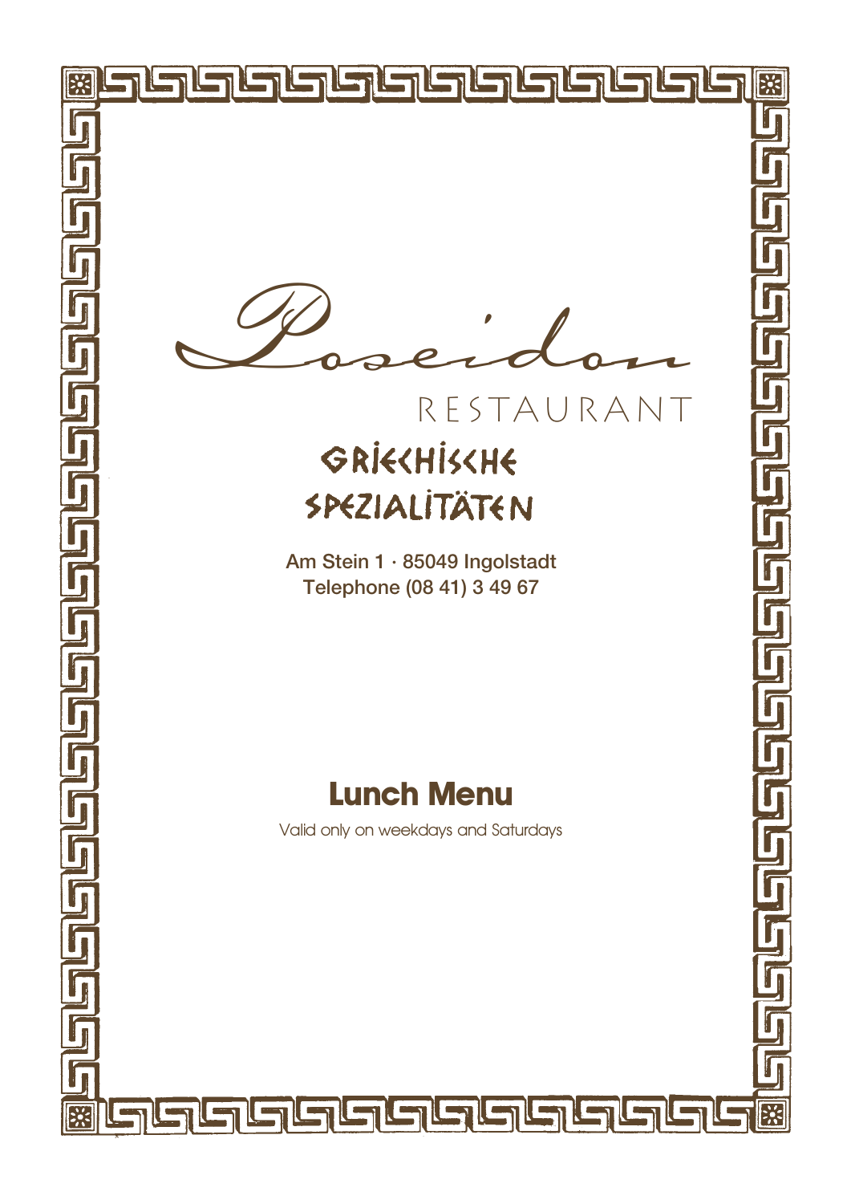# Poseidon

RESTAURANT

## Griechische Spezialitäten

**Am Stein 1 · 85049 Ingolstadt**
**Telephone (08 41) 3 49 67**

## Lunch Menu

Valid only on weekdays and Saturdays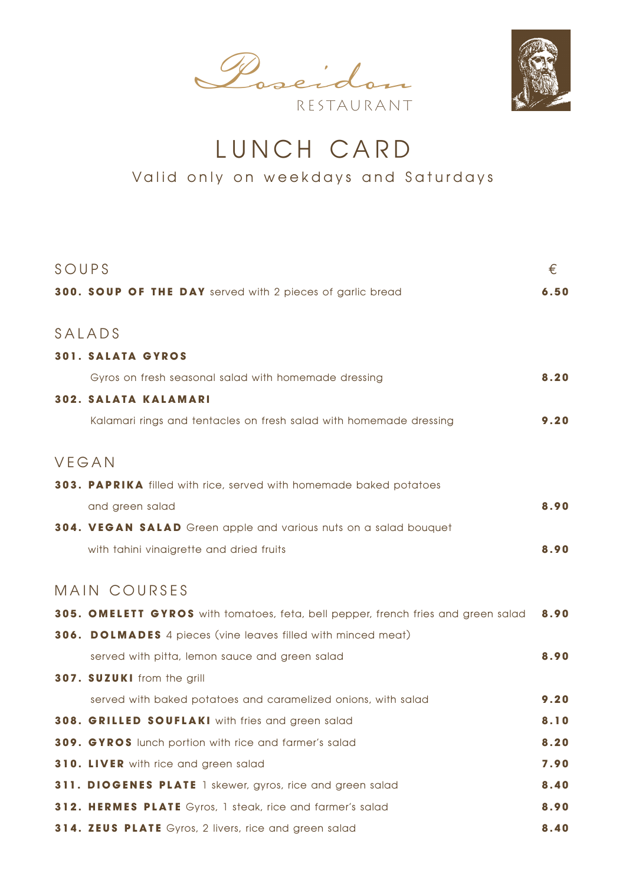# Poseidon

RESTAURANT

## LUNCH CARD

Valid only on weekdays and Saturdays

| SOUPS | € |
|---|---|
| **300. SOUP OF THE DAY** served with 2 pieces of garlic bread | **6.50** |

### SALADS

| | |
|---|---|
| **301. SALATA GYROS** | |
| Gyros on fresh seasonal salad with homemade dressing | **8.20** |
| **302. SALATA KALAMARI** | |
| Kalamari rings and tentacles on fresh salad with homemade dressing | **9.20** |

### VEGAN

| | |
|---|---|
| **303. PAPRIKA** filled with rice, served with homemade baked potatoes and green salad | **8.90** |
| **304. VEGAN SALAD** Green apple and various nuts on a salad bouquet with tahini vinaigrette and dried fruits | **8.90** |

### MAIN COURSES

| | |
|---|---|
| **305. OMELETT GYROS** with tomatoes, feta, bell pepper, french fries and green salad | **8.90** |
| **306. DOLMADES** 4 pieces (vine leaves filled with minced meat) served with pitta, lemon sauce and green salad | **8.90** |
| **307. SUZUKI** from the grill served with baked potatoes and caramelized onions, with salad | **9.20** |
| **308. GRILLED SOUFLAKI** with fries and green salad | **8.10** |
| **309. GYROS** lunch portion with rice and farmer's salad | **8.20** |
| **310. LIVER** with rice and green salad | **7.90** |
| **311. DIOGENES PLATE** 1 skewer, gyros, rice and green salad | **8.40** |
| **312. HERMES PLATE** Gyros, 1 steak, rice and farmer's salad | **8.90** |
| **314. ZEUS PLATE** Gyros, 2 livers, rice and green salad | **8.40** |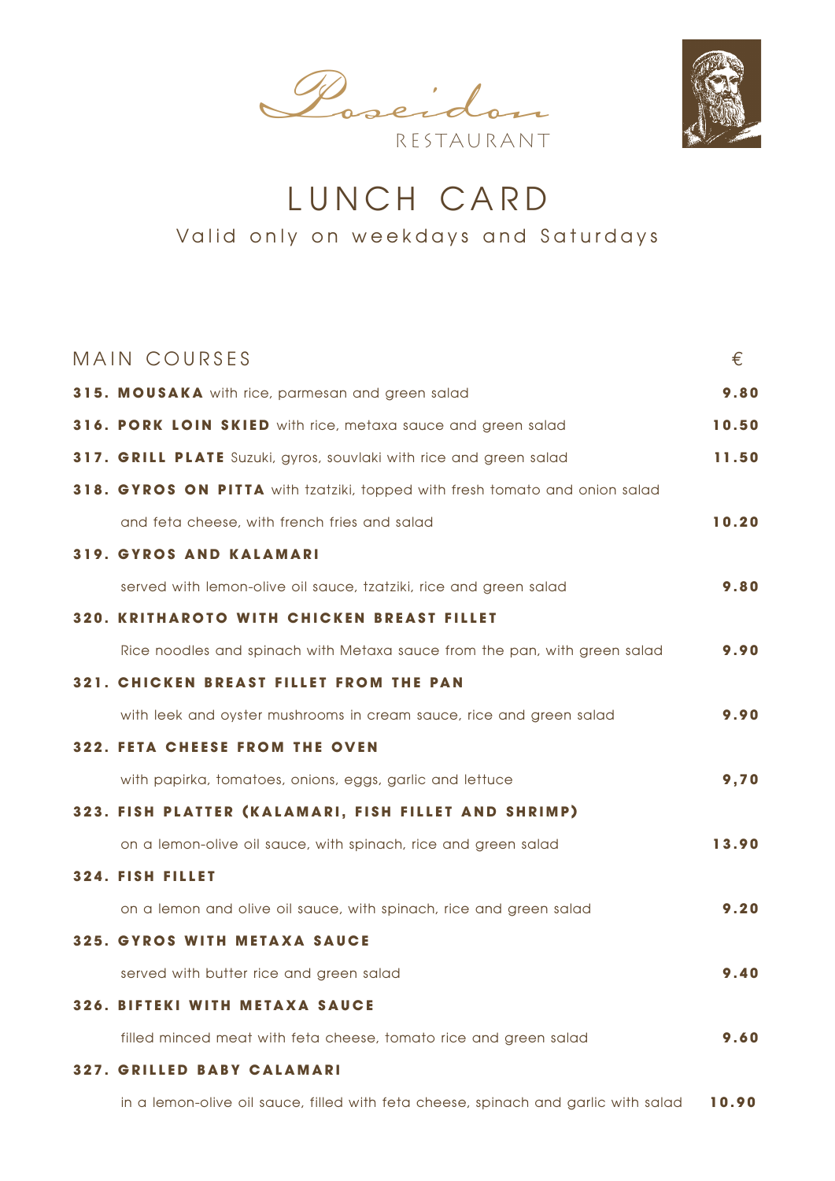Poseidon

RESTAURANT

# LUNCH CARD

## Valid only on weekdays and Saturdays

| MAIN COURSES | € |
|---|---|
| **315. MOUSAKA** with rice, parmesan and green salad | **9.80** |
| **316. PORK LOIN SKIED** with rice, metaxa sauce and green salad | **10.50** |
| **317. GRILL PLATE** Suzuki, gyros, souvlaki with rice and green salad | **11.50** |
| **318. GYROS ON PITTA** with tzatziki, topped with fresh tomato and onion salad and feta cheese, with french fries and salad | **10.20** |
| **319. GYROS AND KALAMARI** served with lemon-olive oil sauce, tzatziki, rice and green salad | **9.80** |
| **320. KRITHAROTO WITH CHICKEN BREAST FILLET** Rice noodles and spinach with Metaxa sauce from the pan, with green salad | **9.90** |
| **321. CHICKEN BREAST FILLET FROM THE PAN** with leek and oyster mushrooms in cream sauce, rice and green salad | **9.90** |
| **322. FETA CHEESE FROM THE OVEN** with papirka, tomatoes, onions, eggs, garlic and lettuce | **9,70** |
| **323. FISH PLATTER (KALAMARI, FISH FILLET AND SHRIMP)** on a lemon-olive oil sauce, with spinach, rice and green salad | **13.90** |
| **324. FISH FILLET** on a lemon and olive oil sauce, with spinach, rice and green salad | **9.20** |
| **325. GYROS WITH METAXA SAUCE** served with butter rice and green salad | **9.40** |
| **326. BIFTEKI WITH METAXA SAUCE** filled minced meat with feta cheese, tomato rice and green salad | **9.60** |
| **327. GRILLED BABY CALAMARI** in a lemon-olive oil sauce, filled with feta cheese, spinach and garlic with salad | **10.90** |